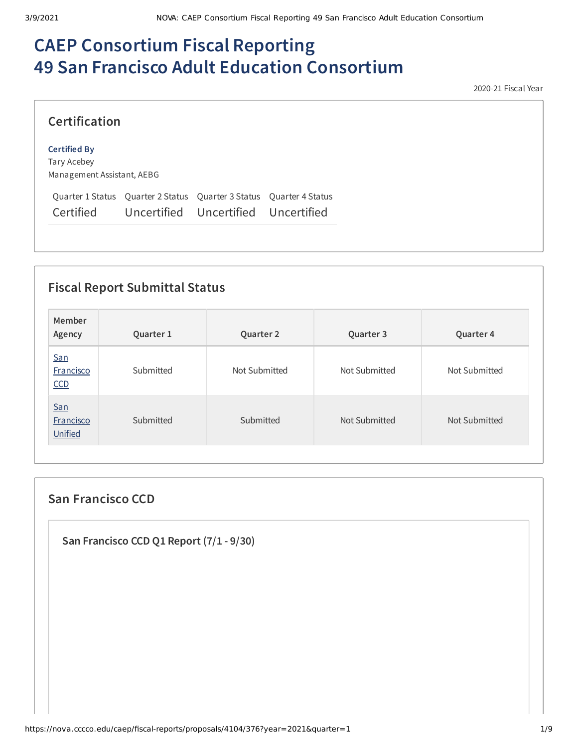# CAEP Consortium Fiscal Reporting
# 49 San Francisco Adult Education Consortium

2020-21 Fiscal Year

## Certification

**Certified By**
Tary Acebey
Management Assistant, AEBG

| Quarter 1 Status | Quarter 2 Status | Quarter 3 Status | Quarter 4 Status |
| --- | --- | --- | --- |
| Certified | Uncertified | Uncertified | Uncertified |

## Fiscal Report Submittal Status

| Member Agency | Quarter 1 | Quarter 2 | Quarter 3 | Quarter 4 |
| --- | --- | --- | --- | --- |
| San Francisco CCD | Submitted | Not Submitted | Not Submitted | Not Submitted |
| San Francisco Unified | Submitted | Submitted | Not Submitted | Not Submitted |

## San Francisco CCD

### San Francisco CCD Q1 Report (7/1 - 9/30)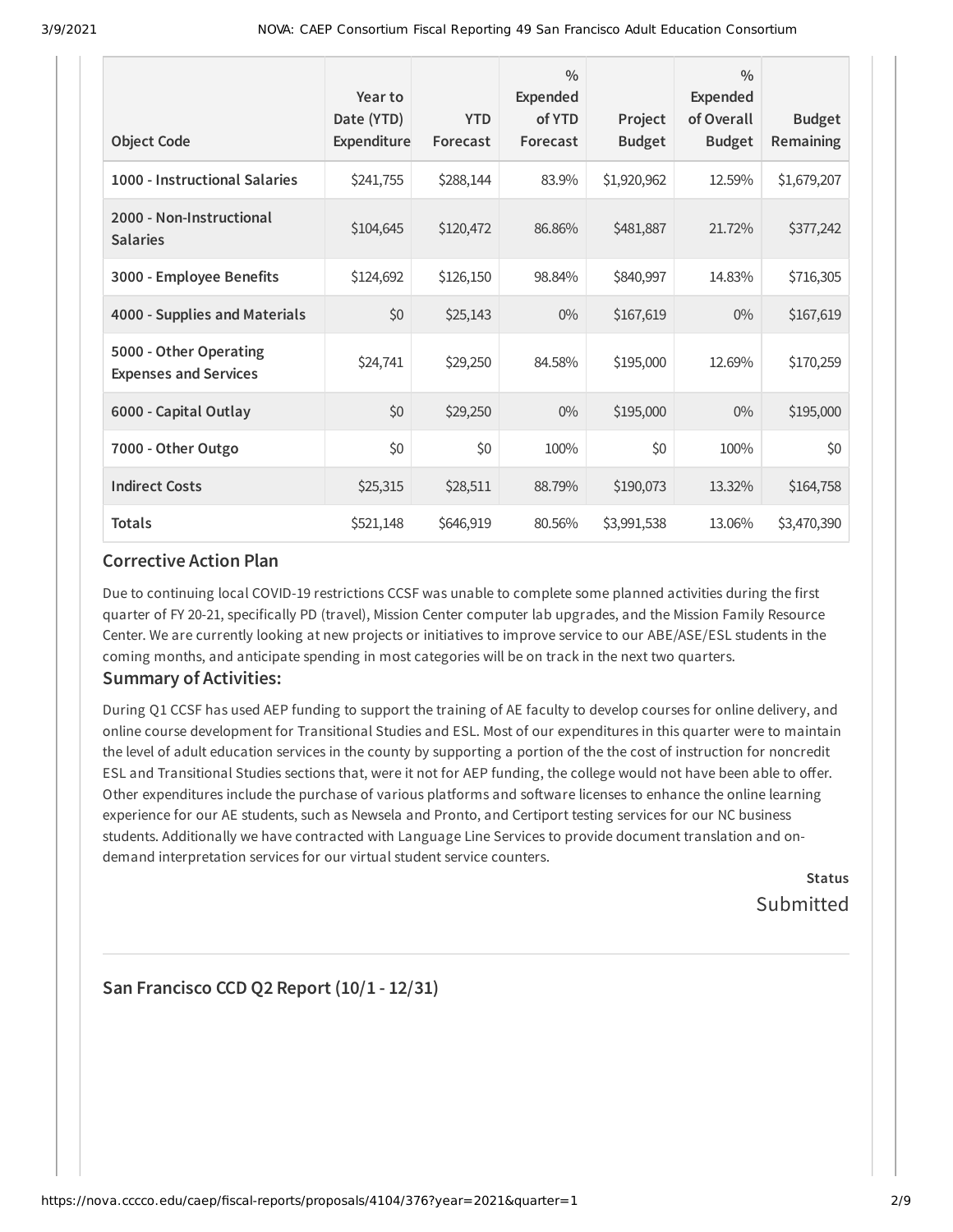| Object Code | Year to Date (YTD) Expenditure | YTD Forecast | % Expended of YTD Forecast | Project Budget | % Expended of Overall Budget | Budget Remaining |
|---|---|---|---|---|---|---|
| **1000 - Instructional Salaries** | $241,755 | $288,144 | 83.9% | $1,920,962 | 12.59% | $1,679,207 |
| **2000 - Non-Instructional Salaries** | $104,645 | $120,472 | 86.86% | $481,887 | 21.72% | $377,242 |
| **3000 - Employee Benefits** | $124,692 | $126,150 | 98.84% | $840,997 | 14.83% | $716,305 |
| **4000 - Supplies and Materials** | $0 | $25,143 | 0% | $167,619 | 0% | $167,619 |
| **5000 - Other Operating Expenses and Services** | $24,741 | $29,250 | 84.58% | $195,000 | 12.69% | $170,259 |
| **6000 - Capital Outlay** | $0 | $29,250 | 0% | $195,000 | 0% | $195,000 |
| **7000 - Other Outgo** | $0 | $0 | 100% | $0 | 100% | $0 |
| **Indirect Costs** | $25,315 | $28,511 | 88.79% | $190,073 | 13.32% | $164,758 |
| **Totals** | $521,148 | $646,919 | 80.56% | $3,991,538 | 13.06% | $3,470,390 |

## Corrective Action Plan

Due to continuing local COVID-19 restrictions CCSF was unable to complete some planned activities during the first quarter of FY 20-21, specifically PD (travel), Mission Center computer lab upgrades, and the Mission Family Resource Center. We are currently looking at new projects or initiatives to improve service to our ABE/ASE/ESL students in the coming months, and anticipate spending in most categories will be on track in the next two quarters.

## Summary of Activities:

During Q1 CCSF has used AEP funding to support the training of AE faculty to develop courses for online delivery, and online course development for Transitional Studies and ESL. Most of our expenditures in this quarter were to maintain the level of adult education services in the county by supporting a portion of the the cost of instruction for noncredit ESL and Transitional Studies sections that, were it not for AEP funding, the college would not have been able to offer. Other expenditures include the purchase of various platforms and software licenses to enhance the online learning experience for our AE students, such as Newsela and Pronto, and Certiport testing services for our NC business students. Additionally we have contracted with Language Line Services to provide document translation and on-demand interpretation services for our virtual student service counters.

**Status**

Submitted

## San Francisco CCD Q2 Report (10/1 - 12/31)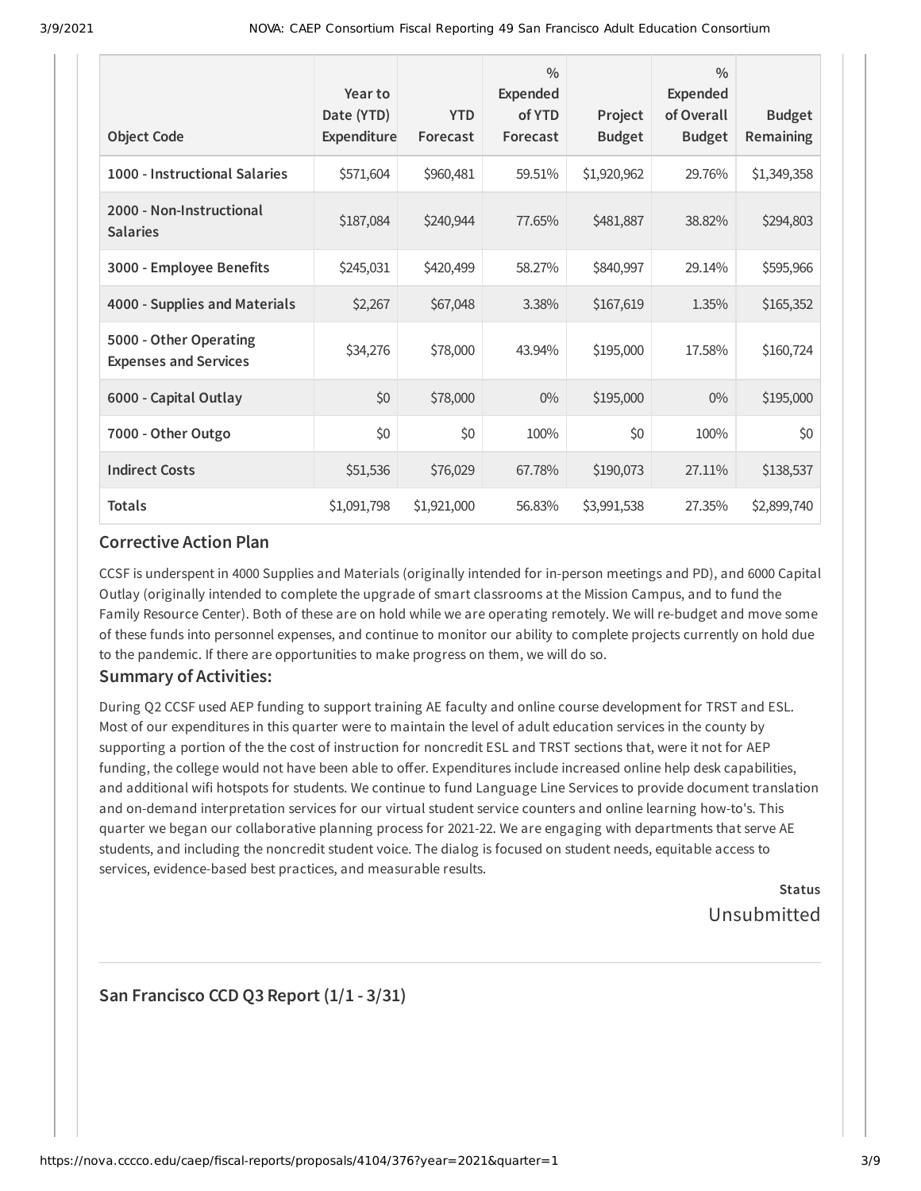| Object Code | Year to Date (YTD) Expenditure | YTD Forecast | % Expended of YTD Forecast | Project Budget | % Expended of Overall Budget | Budget Remaining |
|---|---|---|---|---|---|---|
| **1000 - Instructional Salaries** | $571,604 | $960,481 | 59.51% | $1,920,962 | 29.76% | $1,349,358 |
| **2000 - Non-Instructional Salaries** | $187,084 | $240,944 | 77.65% | $481,887 | 38.82% | $294,803 |
| **3000 - Employee Benefits** | $245,031 | $420,499 | 58.27% | $840,997 | 29.14% | $595,966 |
| **4000 - Supplies and Materials** | $2,267 | $67,048 | 3.38% | $167,619 | 1.35% | $165,352 |
| **5000 - Other Operating Expenses and Services** | $34,276 | $78,000 | 43.94% | $195,000 | 17.58% | $160,724 |
| **6000 - Capital Outlay** | $0 | $78,000 | 0% | $195,000 | 0% | $195,000 |
| **7000 - Other Outgo** | $0 | $0 | 100% | $0 | 100% | $0 |
| **Indirect Costs** | $51,536 | $76,029 | 67.78% | $190,073 | 27.11% | $138,537 |
| **Totals** | $1,091,798 | $1,921,000 | 56.83% | $3,991,538 | 27.35% | $2,899,740 |

### Corrective Action Plan

CCSF is underspent in 4000 Supplies and Materials (originally intended for in-person meetings and PD), and 6000 Capital Outlay (originally intended to complete the upgrade of smart classrooms at the Mission Campus, and to fund the Family Resource Center). Both of these are on hold while we are operating remotely. We will re-budget and move some of these funds into personnel expenses, and continue to monitor our ability to complete projects currently on hold due to the pandemic. If there are opportunities to make progress on them, we will do so.

### Summary of Activities:

During Q2 CCSF used AEP funding to support training AE faculty and online course development for TRST and ESL. Most of our expenditures in this quarter were to maintain the level of adult education services in the county by supporting a portion of the the cost of instruction for noncredit ESL and TRST sections that, were it not for AEP funding, the college would not have been able to offer. Expenditures include increased online help desk capabilities, and additional wifi hotspots for students. We continue to fund Language Line Services to provide document translation and on-demand interpretation services for our virtual student service counters and online learning how-to's. This quarter we began our collaborative planning process for 2021-22. We are engaging with departments that serve AE students, and including the noncredit student voice. The dialog is focused on student needs, equitable access to services, evidence-based best practices, and measurable results.

**Status**

Unsubmitted

### San Francisco CCD Q3 Report (1/1 - 3/31)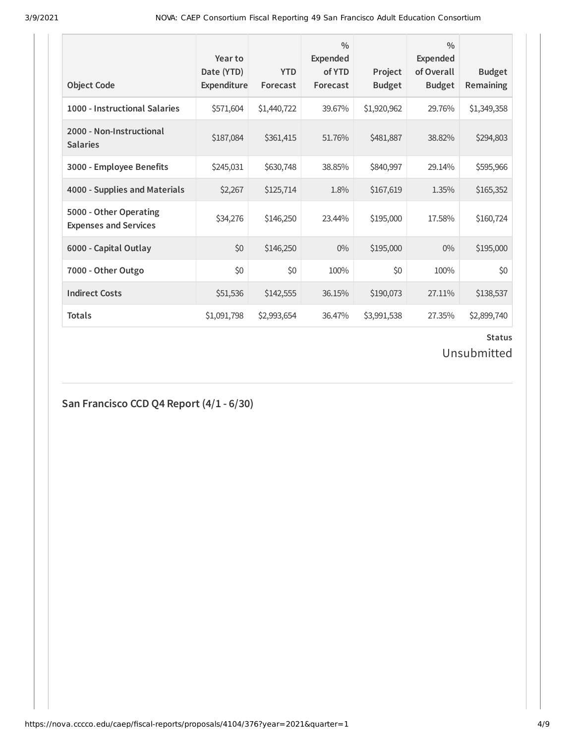| Object Code | Year to Date (YTD) Expenditure | YTD Forecast | % Expended of YTD Forecast | Project Budget | % Expended of Overall Budget | Budget Remaining |
|---|---|---|---|---|---|---|
| **1000 - Instructional Salaries** | $571,604 | $1,440,722 | 39.67% | $1,920,962 | 29.76% | $1,349,358 |
| **2000 - Non-Instructional Salaries** | $187,084 | $361,415 | 51.76% | $481,887 | 38.82% | $294,803 |
| **3000 - Employee Benefits** | $245,031 | $630,748 | 38.85% | $840,997 | 29.14% | $595,966 |
| **4000 - Supplies and Materials** | $2,267 | $125,714 | 1.8% | $167,619 | 1.35% | $165,352 |
| **5000 - Other Operating Expenses and Services** | $34,276 | $146,250 | 23.44% | $195,000 | 17.58% | $160,724 |
| **6000 - Capital Outlay** | $0 | $146,250 | 0% | $195,000 | 0% | $195,000 |
| **7000 - Other Outgo** | $0 | $0 | 100% | $0 | 100% | $0 |
| **Indirect Costs** | $51,536 | $142,555 | 36.15% | $190,073 | 27.11% | $138,537 |
| **Totals** | $1,091,798 | $2,993,654 | 36.47% | $3,991,538 | 27.35% | $2,899,740 |

**Status**

Unsubmitted

## San Francisco CCD Q4 Report (4/1 - 6/30)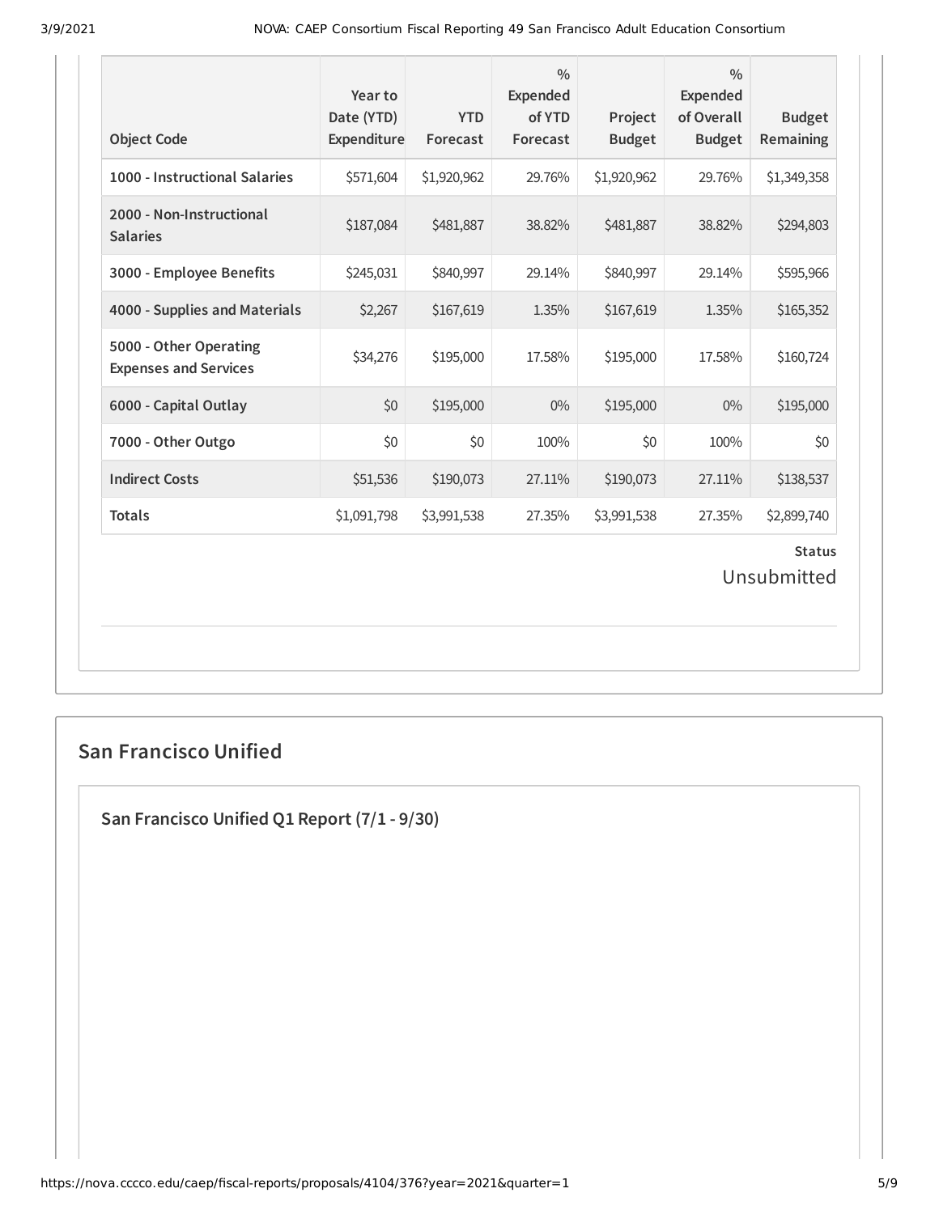| Object Code | Year to Date (YTD) Expenditure | YTD Forecast | % Expended of YTD Forecast | Project Budget | % Expended of Overall Budget | Budget Remaining |
|---|---|---|---|---|---|---|
| **1000 - Instructional Salaries** | $571,604 | $1,920,962 | 29.76% | $1,920,962 | 29.76% | $1,349,358 |
| **2000 - Non-Instructional Salaries** | $187,084 | $481,887 | 38.82% | $481,887 | 38.82% | $294,803 |
| **3000 - Employee Benefits** | $245,031 | $840,997 | 29.14% | $840,997 | 29.14% | $595,966 |
| **4000 - Supplies and Materials** | $2,267 | $167,619 | 1.35% | $167,619 | 1.35% | $165,352 |
| **5000 - Other Operating Expenses and Services** | $34,276 | $195,000 | 17.58% | $195,000 | 17.58% | $160,724 |
| **6000 - Capital Outlay** | $0 | $195,000 | 0% | $195,000 | 0% | $195,000 |
| **7000 - Other Outgo** | $0 | $0 | 100% | $0 | 100% | $0 |
| **Indirect Costs** | $51,536 | $190,073 | 27.11% | $190,073 | 27.11% | $138,537 |
| **Totals** | $1,091,798 | $3,991,538 | 27.35% | $3,991,538 | 27.35% | $2,899,740 |

**Status**

Unsubmitted

## San Francisco Unified

### San Francisco Unified Q1 Report (7/1 - 9/30)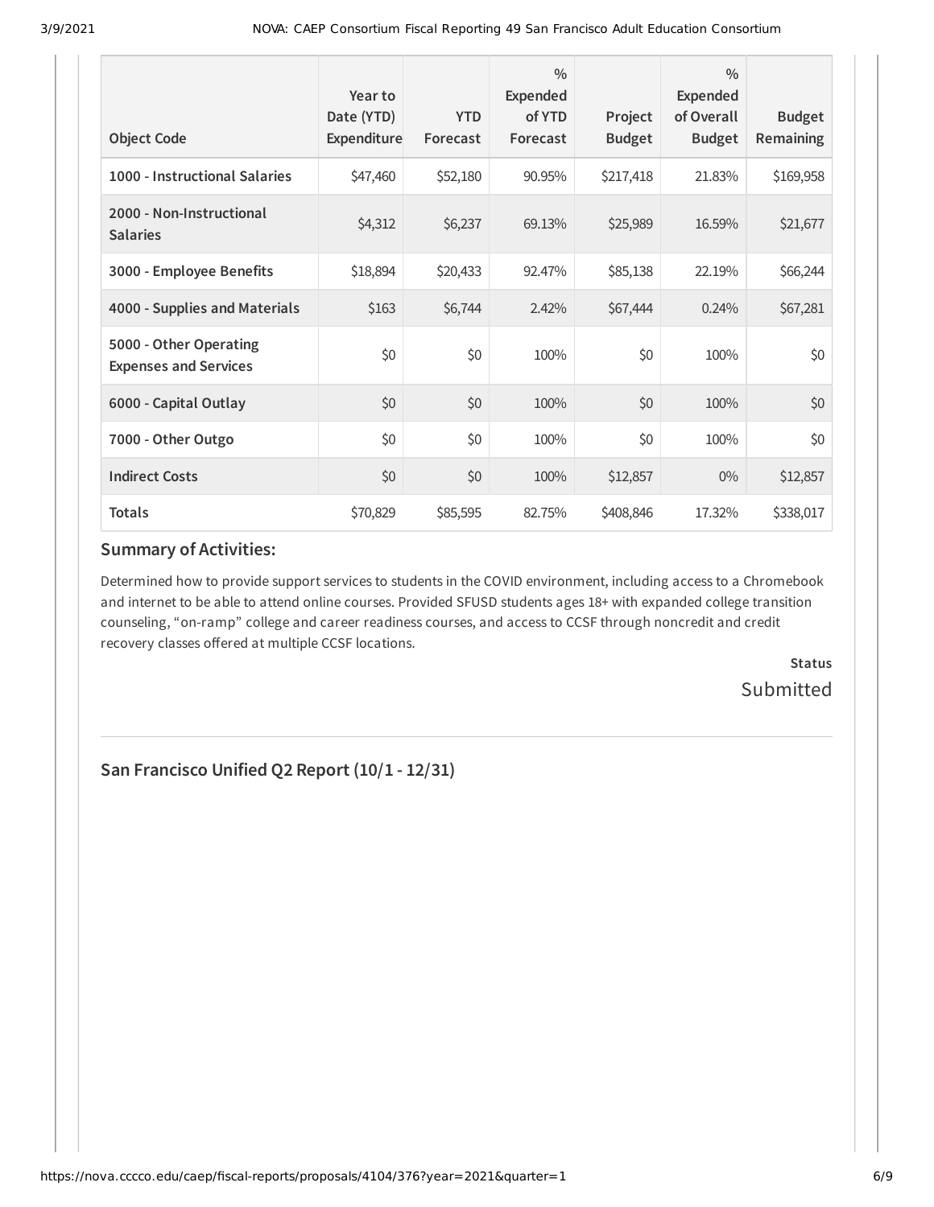| Object Code | Year to Date (YTD) Expenditure | YTD Forecast | % Expended of YTD Forecast | Project Budget | % Expended of Overall Budget | Budget Remaining |
|---|---|---|---|---|---|---|
| **1000 - Instructional Salaries** | $47,460 | $52,180 | 90.95% | $217,418 | 21.83% | $169,958 |
| **2000 - Non-Instructional Salaries** | $4,312 | $6,237 | 69.13% | $25,989 | 16.59% | $21,677 |
| **3000 - Employee Benefits** | $18,894 | $20,433 | 92.47% | $85,138 | 22.19% | $66,244 |
| **4000 - Supplies and Materials** | $163 | $6,744 | 2.42% | $67,444 | 0.24% | $67,281 |
| **5000 - Other Operating Expenses and Services** | $0 | $0 | 100% | $0 | 100% | $0 |
| **6000 - Capital Outlay** | $0 | $0 | 100% | $0 | 100% | $0 |
| **7000 - Other Outgo** | $0 | $0 | 100% | $0 | 100% | $0 |
| **Indirect Costs** | $0 | $0 | 100% | $12,857 | 0% | $12,857 |
| **Totals** | $70,829 | $85,595 | 82.75% | $408,846 | 17.32% | $338,017 |

### Summary of Activities:

Determined how to provide support services to students in the COVID environment, including access to a Chromebook and internet to be able to attend online courses. Provided SFUSD students ages 18+ with expanded college transition counseling, "on-ramp" college and career readiness courses, and access to CCSF through noncredit and credit recovery classes offered at multiple CCSF locations.

**Status**

Submitted

---

## San Francisco Unified Q2 Report (10/1 - 12/31)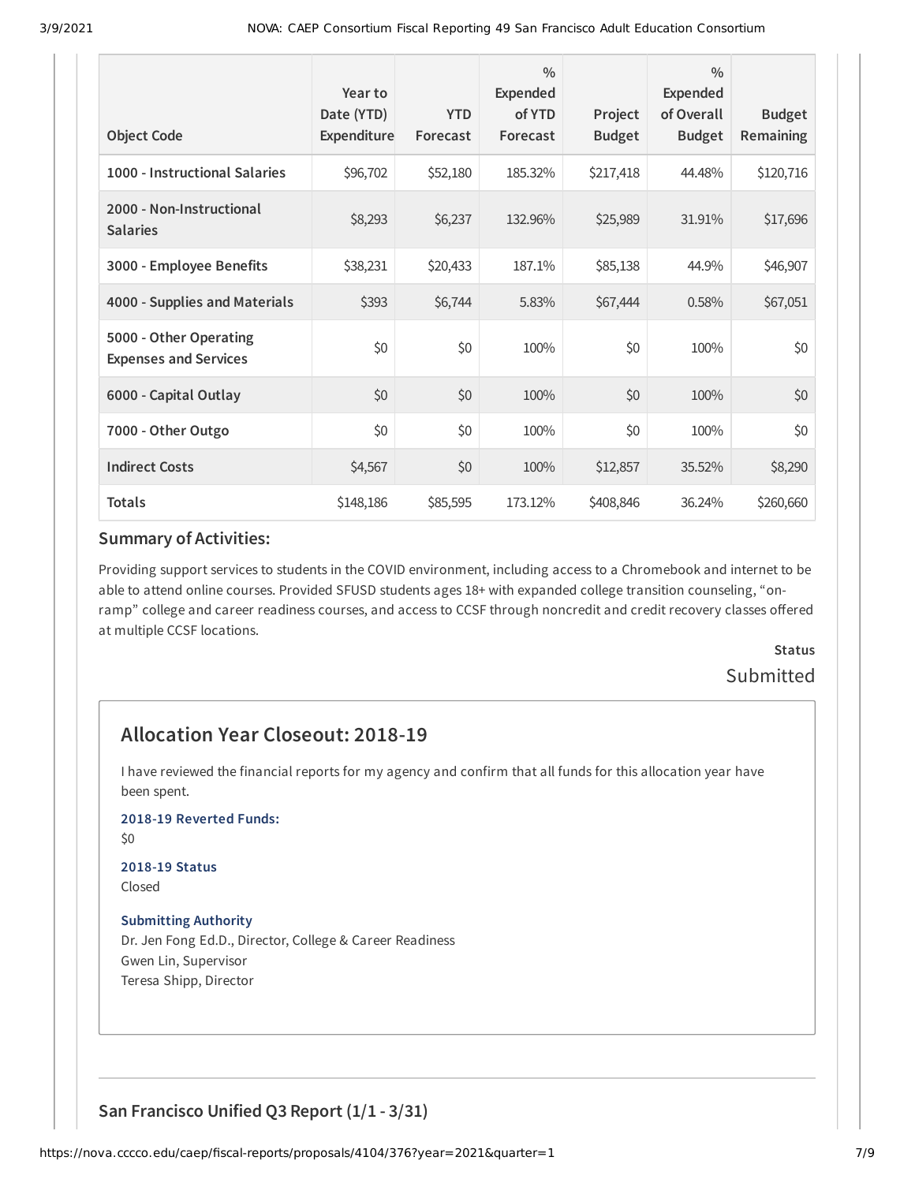| Object Code | Year to Date (YTD) Expenditure | YTD Forecast | % Expended of YTD Forecast | Project Budget | % Expended of Overall Budget | Budget Remaining |
|---|---|---|---|---|---|---|
| **1000 - Instructional Salaries** | $96,702 | $52,180 | 185.32% | $217,418 | 44.48% | $120,716 |
| **2000 - Non-Instructional Salaries** | $8,293 | $6,237 | 132.96% | $25,989 | 31.91% | $17,696 |
| **3000 - Employee Benefits** | $38,231 | $20,433 | 187.1% | $85,138 | 44.9% | $46,907 |
| **4000 - Supplies and Materials** | $393 | $6,744 | 5.83% | $67,444 | 0.58% | $67,051 |
| **5000 - Other Operating Expenses and Services** | $0 | $0 | 100% | $0 | 100% | $0 |
| **6000 - Capital Outlay** | $0 | $0 | 100% | $0 | 100% | $0 |
| **7000 - Other Outgo** | $0 | $0 | 100% | $0 | 100% | $0 |
| **Indirect Costs** | $4,567 | $0 | 100% | $12,857 | 35.52% | $8,290 |
| **Totals** | $148,186 | $85,595 | 173.12% | $408,846 | 36.24% | $260,660 |

### Summary of Activities:

Providing support services to students in the COVID environment, including access to a Chromebook and internet to be able to attend online courses. Provided SFUSD students ages 18+ with expanded college transition counseling, "on-ramp" college and career readiness courses, and access to CCSF through noncredit and credit recovery classes offered at multiple CCSF locations.

**Status**

Submitted

## Allocation Year Closeout: 2018-19

I have reviewed the financial reports for my agency and confirm that all funds for this allocation year have been spent.

**2018-19 Reverted Funds:**

$0

**2018-19 Status**

Closed

**Submitting Authority**

Dr. Jen Fong Ed.D., Director, College & Career Readiness
Gwen Lin, Supervisor
Teresa Shipp, Director

## San Francisco Unified Q3 Report (1/1 - 3/31)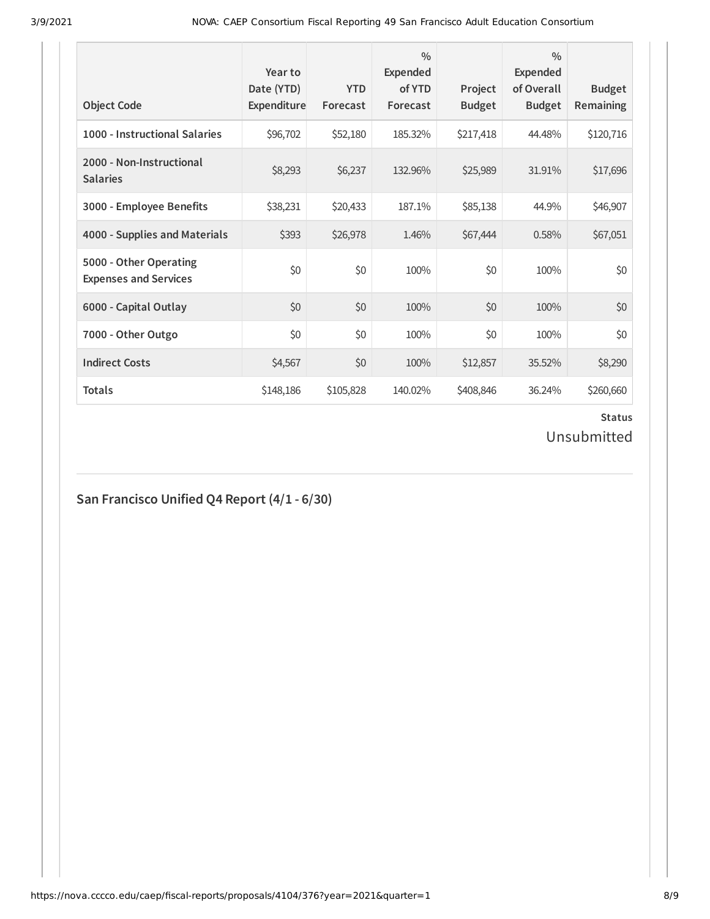| Object Code | Year to Date (YTD) Expenditure | YTD Forecast | % Expended of YTD Forecast | Project Budget | % Expended of Overall Budget | Budget Remaining |
|---|---|---|---|---|---|---|
| 1000 - Instructional Salaries | $96,702 | $52,180 | 185.32% | $217,418 | 44.48% | $120,716 |
| 2000 - Non-Instructional Salaries | $8,293 | $6,237 | 132.96% | $25,989 | 31.91% | $17,696 |
| 3000 - Employee Benefits | $38,231 | $20,433 | 187.1% | $85,138 | 44.9% | $46,907 |
| 4000 - Supplies and Materials | $393 | $26,978 | 1.46% | $67,444 | 0.58% | $67,051 |
| 5000 - Other Operating Expenses and Services | $0 | $0 | 100% | $0 | 100% | $0 |
| 6000 - Capital Outlay | $0 | $0 | 100% | $0 | 100% | $0 |
| 7000 - Other Outgo | $0 | $0 | 100% | $0 | 100% | $0 |
| Indirect Costs | $4,567 | $0 | 100% | $12,857 | 35.52% | $8,290 |
| Totals | $148,186 | $105,828 | 140.02% | $408,846 | 36.24% | $260,660 |

**Status**

Unsubmitted

## San Francisco Unified Q4 Report (4/1 - 6/30)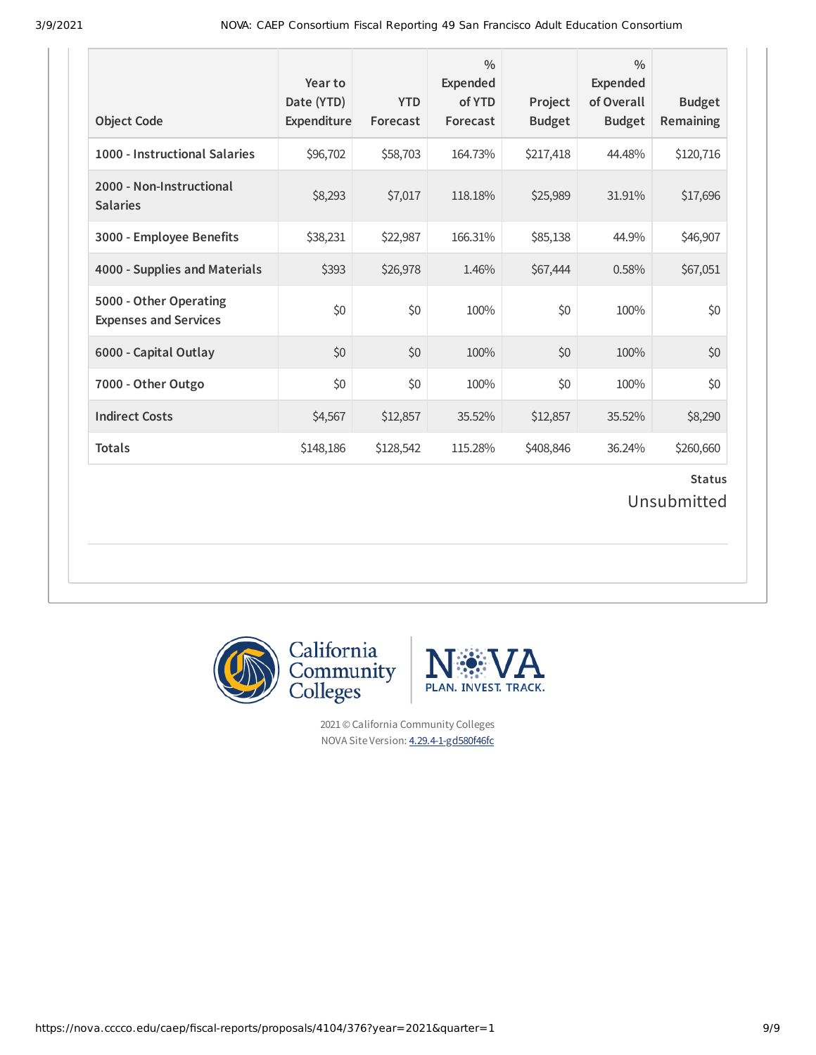| Object Code | Year to Date (YTD) Expenditure | YTD Forecast | % Expended of YTD Forecast | Project Budget | % Expended of Overall Budget | Budget Remaining |
|---|---|---|---|---|---|---|
| 1000 - Instructional Salaries | $96,702 | $58,703 | 164.73% | $217,418 | 44.48% | $120,716 |
| 2000 - Non-Instructional Salaries | $8,293 | $7,017 | 118.18% | $25,989 | 31.91% | $17,696 |
| 3000 - Employee Benefits | $38,231 | $22,987 | 166.31% | $85,138 | 44.9% | $46,907 |
| 4000 - Supplies and Materials | $393 | $26,978 | 1.46% | $67,444 | 0.58% | $67,051 |
| 5000 - Other Operating Expenses and Services | $0 | $0 | 100% | $0 | 100% | $0 |
| 6000 - Capital Outlay | $0 | $0 | 100% | $0 | 100% | $0 |
| 7000 - Other Outgo | $0 | $0 | 100% | $0 | 100% | $0 |
| Indirect Costs | $4,567 | $12,857 | 35.52% | $12,857 | 35.52% | $8,290 |
| Totals | $148,186 | $128,542 | 115.28% | $408,846 | 36.24% | $260,660 |

**Status**

Unsubmitted

California Community Colleges

NOVA PLAN. INVEST. TRACK.

2021 © California Community Colleges

NOVA Site Version: 4.29.4-1-gd580f46fc